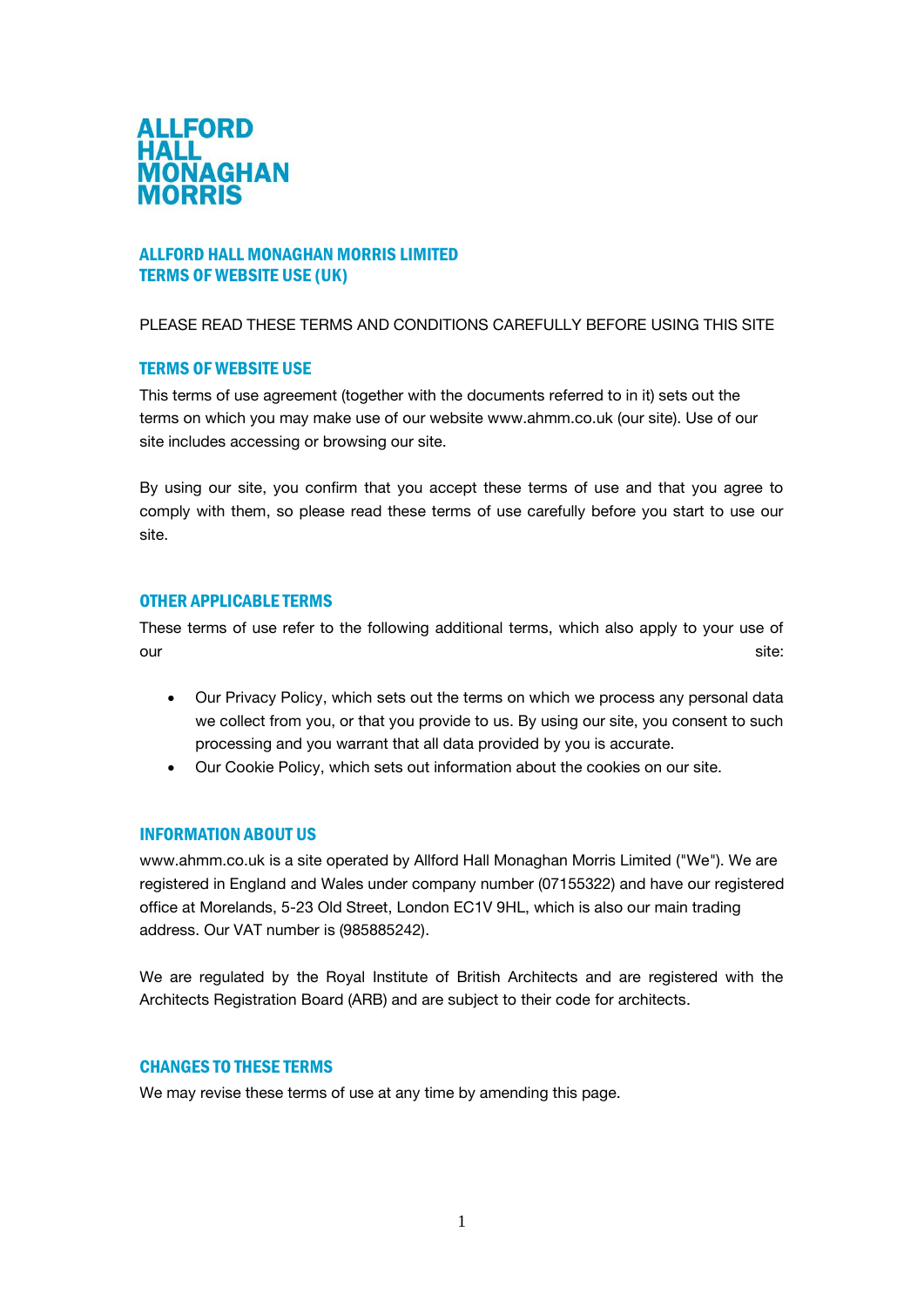**ALLFORD HALL MONAGHAN MORRIS**

# ALLFORD HALL MONAGHAN MORRIS LIMITED
# TERMS OF WEBSITE USE (UK)

PLEASE READ THESE TERMS AND CONDITIONS CAREFULLY BEFORE USING THIS SITE

## TERMS OF WEBSITE USE

This terms of use agreement (together with the documents referred to in it) sets out the terms on which you may make use of our website www.ahmm.co.uk (our site). Use of our site includes accessing or browsing our site.

By using our site, you confirm that you accept these terms of use and that you agree to comply with them, so please read these terms of use carefully before you start to use our site.

## OTHER APPLICABLE TERMS

These terms of use refer to the following additional terms, which also apply to your use of our site:

- Our Privacy Policy, which sets out the terms on which we process any personal data we collect from you, or that you provide to us. By using our site, you consent to such processing and you warrant that all data provided by you is accurate.
- Our Cookie Policy, which sets out information about the cookies on our site.

## INFORMATION ABOUT US

www.ahmm.co.uk is a site operated by Allford Hall Monaghan Morris Limited ("We"). We are registered in England and Wales under company number (07155322) and have our registered office at Morelands, 5-23 Old Street, London EC1V 9HL, which is also our main trading address. Our VAT number is (985885242).

We are regulated by the Royal Institute of British Architects and are registered with the Architects Registration Board (ARB) and are subject to their code for architects.

## CHANGES TO THESE TERMS

We may revise these terms of use at any time by amending this page.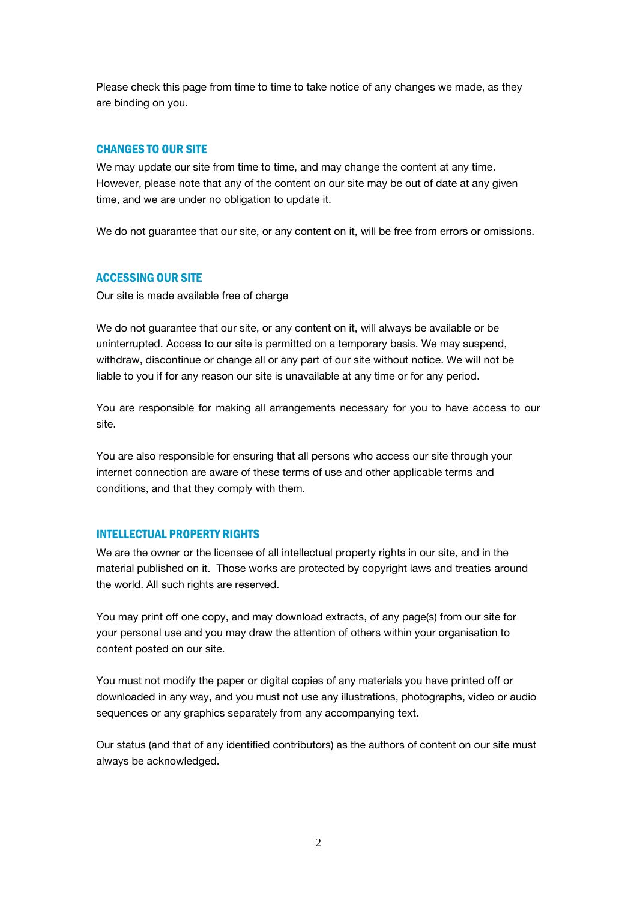Please check this page from time to time to take notice of any changes we made, as they are binding on you.

## CHANGES TO OUR SITE

We may update our site from time to time, and may change the content at any time. However, please note that any of the content on our site may be out of date at any given time, and we are under no obligation to update it.

We do not guarantee that our site, or any content on it, will be free from errors or omissions.

## ACCESSING OUR SITE

Our site is made available free of charge

We do not guarantee that our site, or any content on it, will always be available or be uninterrupted. Access to our site is permitted on a temporary basis. We may suspend, withdraw, discontinue or change all or any part of our site without notice. We will not be liable to you if for any reason our site is unavailable at any time or for any period.

You are responsible for making all arrangements necessary for you to have access to our site.

You are also responsible for ensuring that all persons who access our site through your internet connection are aware of these terms of use and other applicable terms and conditions, and that they comply with them.

## INTELLECTUAL PROPERTY RIGHTS

We are the owner or the licensee of all intellectual property rights in our site, and in the material published on it. Those works are protected by copyright laws and treaties around the world. All such rights are reserved.

You may print off one copy, and may download extracts, of any page(s) from our site for your personal use and you may draw the attention of others within your organisation to content posted on our site.

You must not modify the paper or digital copies of any materials you have printed off or downloaded in any way, and you must not use any illustrations, photographs, video or audio sequences or any graphics separately from any accompanying text.

Our status (and that of any identified contributors) as the authors of content on our site must always be acknowledged.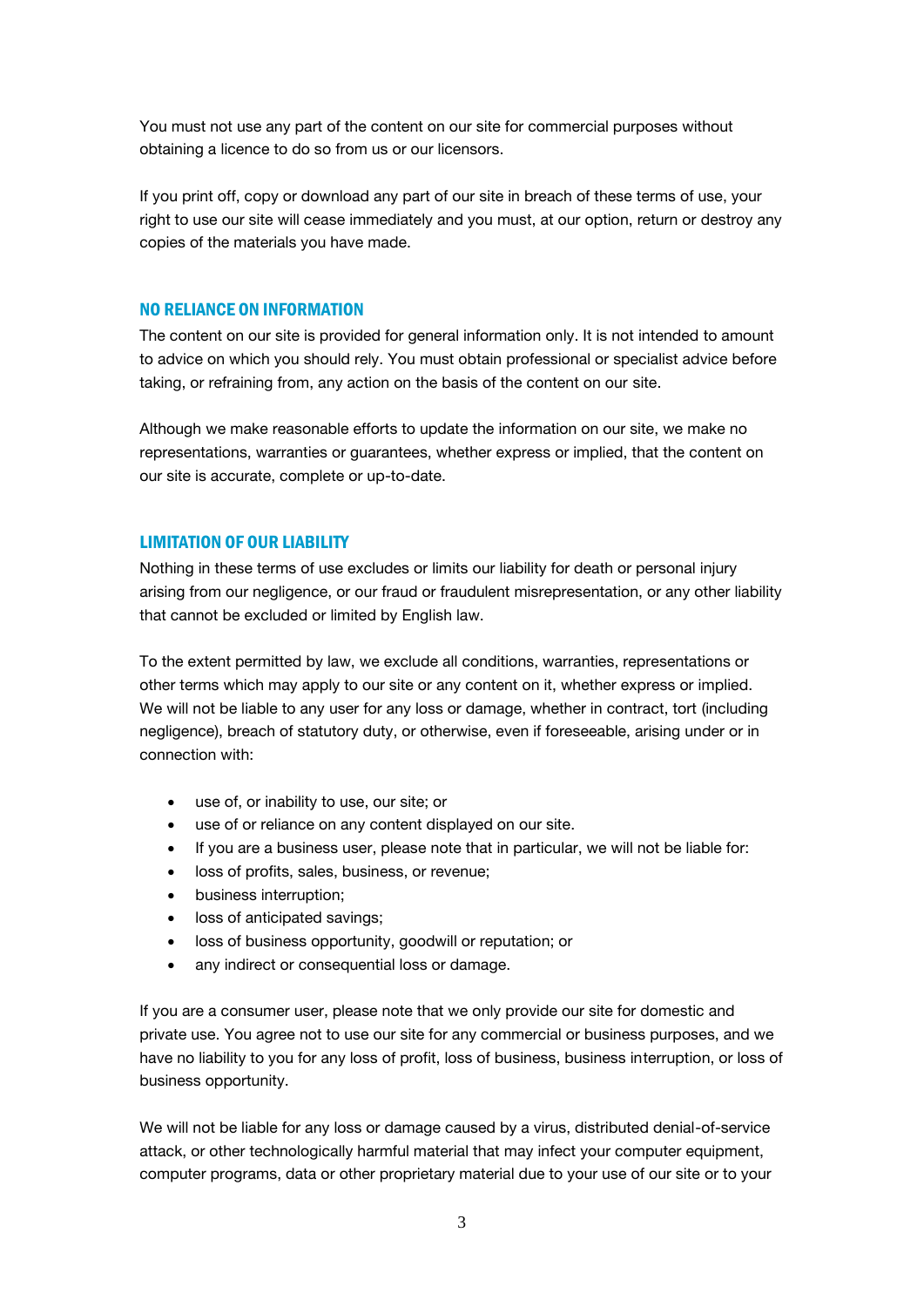You must not use any part of the content on our site for commercial purposes without obtaining a licence to do so from us or our licensors.

If you print off, copy or download any part of our site in breach of these terms of use, your right to use our site will cease immediately and you must, at our option, return or destroy any copies of the materials you have made.

## NO RELIANCE ON INFORMATION

The content on our site is provided for general information only. It is not intended to amount to advice on which you should rely. You must obtain professional or specialist advice before taking, or refraining from, any action on the basis of the content on our site.

Although we make reasonable efforts to update the information on our site, we make no representations, warranties or guarantees, whether express or implied, that the content on our site is accurate, complete or up-to-date.

## LIMITATION OF OUR LIABILITY

Nothing in these terms of use excludes or limits our liability for death or personal injury arising from our negligence, or our fraud or fraudulent misrepresentation, or any other liability that cannot be excluded or limited by English law.

To the extent permitted by law, we exclude all conditions, warranties, representations or other terms which may apply to our site or any content on it, whether express or implied. We will not be liable to any user for any loss or damage, whether in contract, tort (including negligence), breach of statutory duty, or otherwise, even if foreseeable, arising under or in connection with:

- use of, or inability to use, our site; or
- use of or reliance on any content displayed on our site.
- If you are a business user, please note that in particular, we will not be liable for:
- loss of profits, sales, business, or revenue;
- business interruption;
- loss of anticipated savings;
- loss of business opportunity, goodwill or reputation; or
- any indirect or consequential loss or damage.

If you are a consumer user, please note that we only provide our site for domestic and private use. You agree not to use our site for any commercial or business purposes, and we have no liability to you for any loss of profit, loss of business, business interruption, or loss of business opportunity.

We will not be liable for any loss or damage caused by a virus, distributed denial-of-service attack, or other technologically harmful material that may infect your computer equipment, computer programs, data or other proprietary material due to your use of our site or to your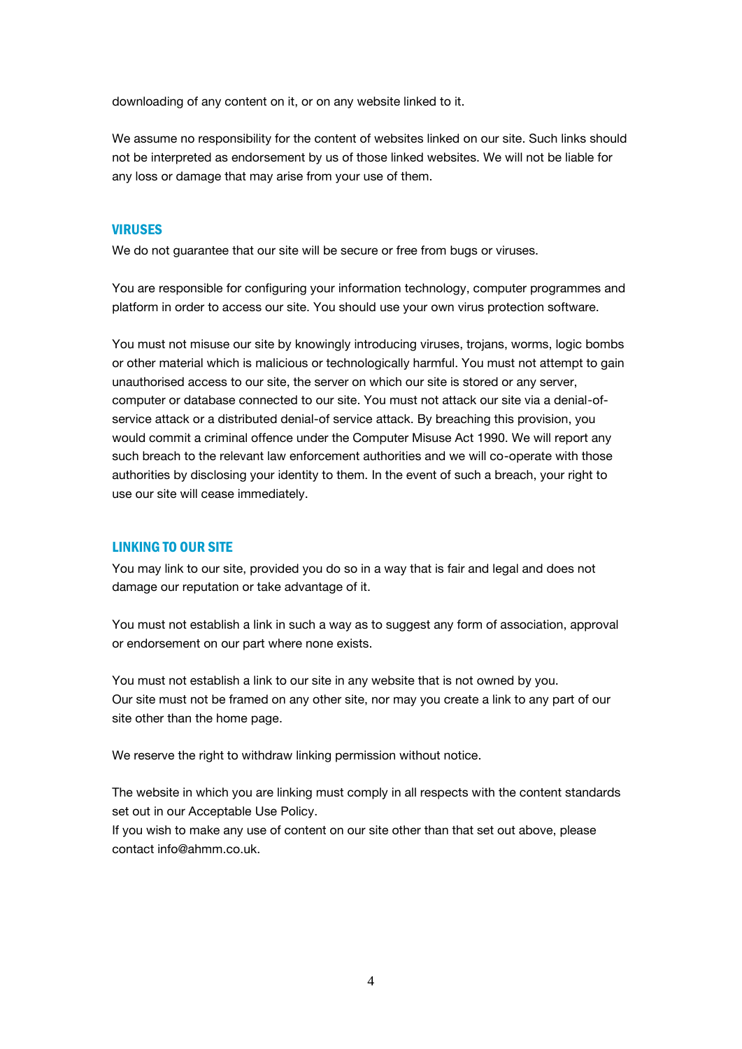downloading of any content on it, or on any website linked to it.

We assume no responsibility for the content of websites linked on our site. Such links should not be interpreted as endorsement by us of those linked websites. We will not be liable for any loss or damage that may arise from your use of them.

## VIRUSES

We do not guarantee that our site will be secure or free from bugs or viruses.

You are responsible for configuring your information technology, computer programmes and platform in order to access our site. You should use your own virus protection software.

You must not misuse our site by knowingly introducing viruses, trojans, worms, logic bombs or other material which is malicious or technologically harmful. You must not attempt to gain unauthorised access to our site, the server on which our site is stored or any server, computer or database connected to our site. You must not attack our site via a denial-of-service attack or a distributed denial-of service attack. By breaching this provision, you would commit a criminal offence under the Computer Misuse Act 1990. We will report any such breach to the relevant law enforcement authorities and we will co-operate with those authorities by disclosing your identity to them. In the event of such a breach, your right to use our site will cease immediately.

## LINKING TO OUR SITE

You may link to our site, provided you do so in a way that is fair and legal and does not damage our reputation or take advantage of it.

You must not establish a link in such a way as to suggest any form of association, approval or endorsement on our part where none exists.

You must not establish a link to our site in any website that is not owned by you.
Our site must not be framed on any other site, nor may you create a link to any part of our site other than the home page.

We reserve the right to withdraw linking permission without notice.

The website in which you are linking must comply in all respects with the content standards set out in our Acceptable Use Policy.
If you wish to make any use of content on our site other than that set out above, please contact info@ahmm.co.uk.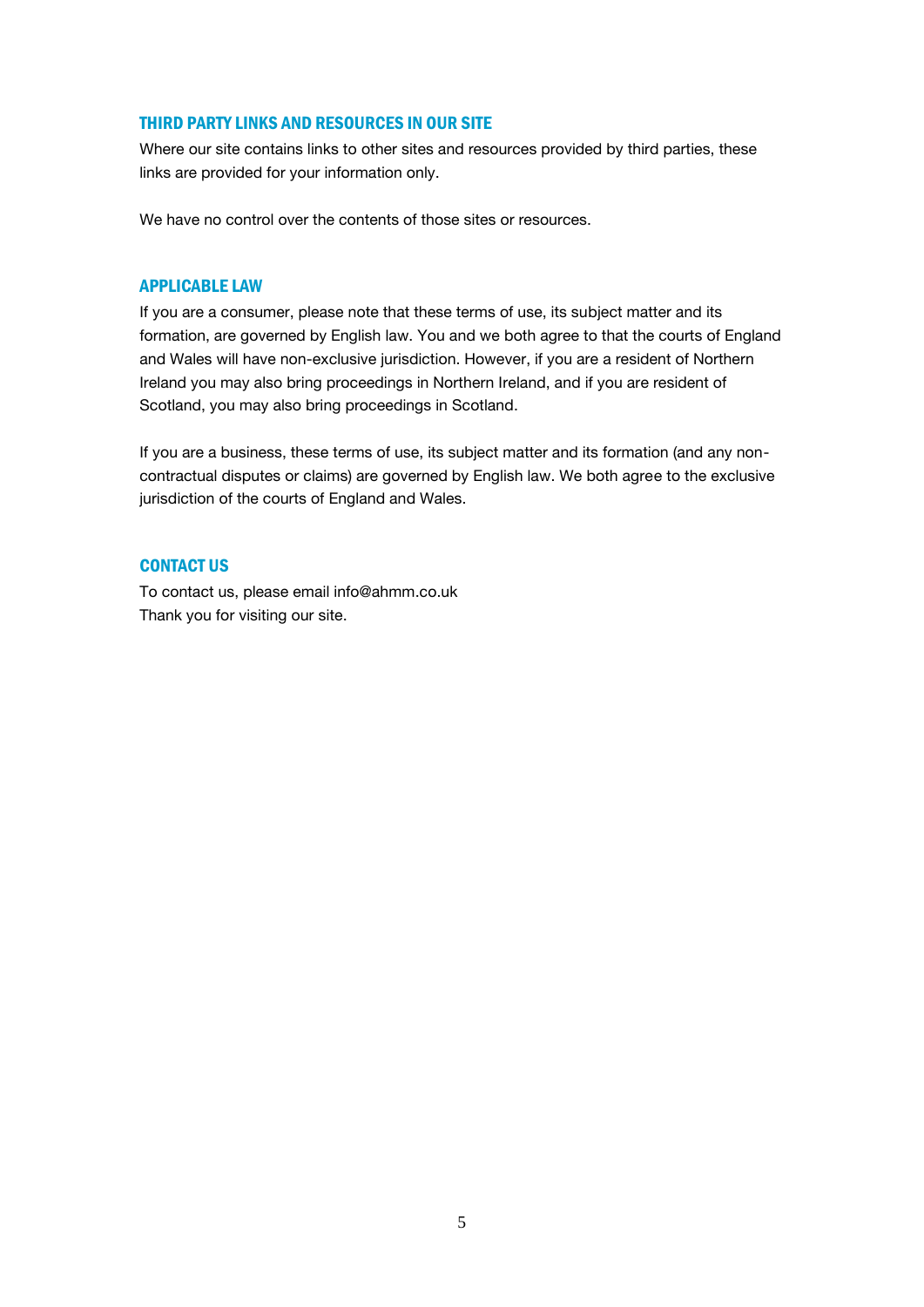## THIRD PARTY LINKS AND RESOURCES IN OUR SITE

Where our site contains links to other sites and resources provided by third parties, these links are provided for your information only.

We have no control over the contents of those sites or resources.

## APPLICABLE LAW

If you are a consumer, please note that these terms of use, its subject matter and its formation, are governed by English law. You and we both agree to that the courts of England and Wales will have non-exclusive jurisdiction. However, if you are a resident of Northern Ireland you may also bring proceedings in Northern Ireland, and if you are resident of Scotland, you may also bring proceedings in Scotland.

If you are a business, these terms of use, its subject matter and its formation (and any non-contractual disputes or claims) are governed by English law. We both agree to the exclusive jurisdiction of the courts of England and Wales.

## CONTACT US

To contact us, please email info@ahmm.co.uk
Thank you for visiting our site.